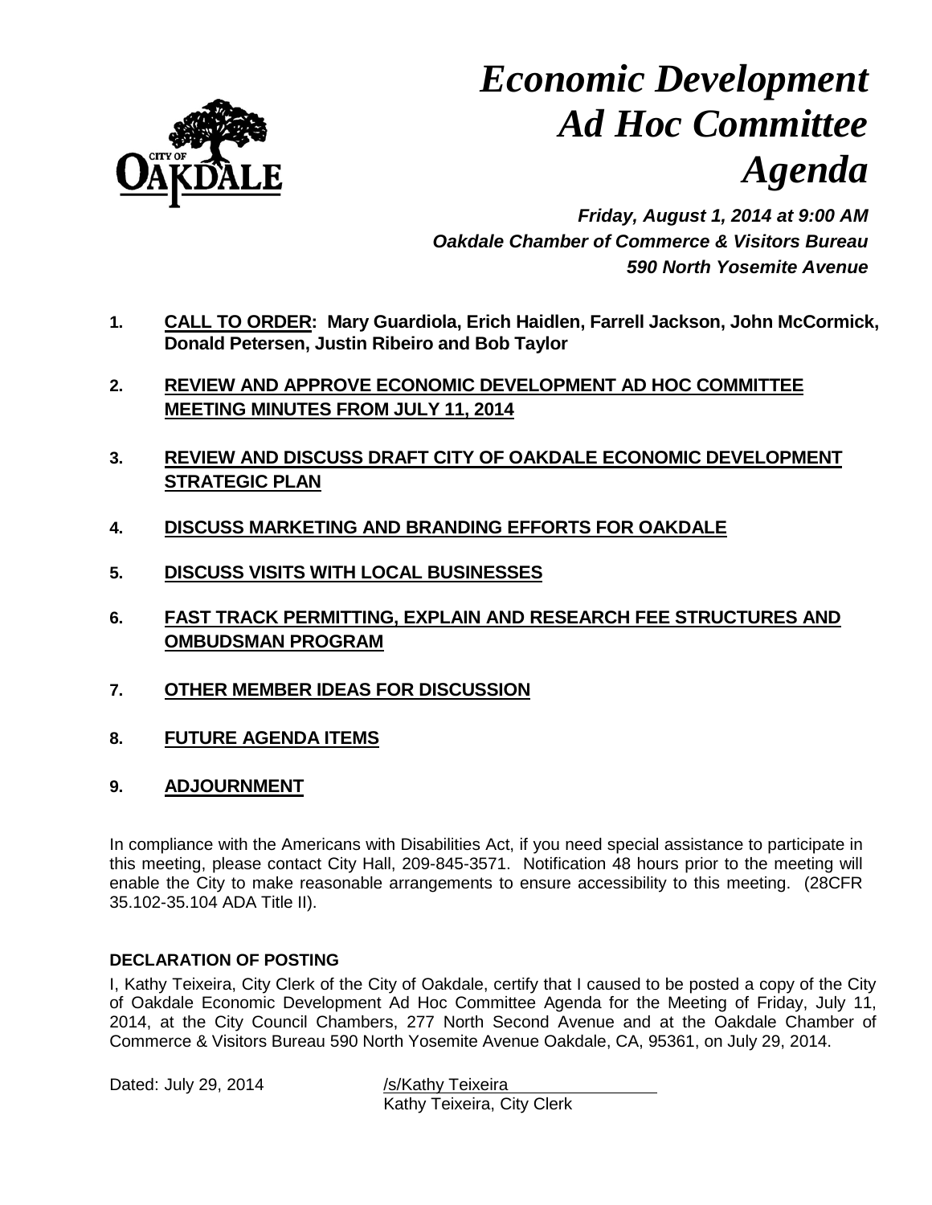# *Economic Development Ad Hoc Committee Agenda*

***Friday, August 1, 2014 at 9:00 AM***
***Oakdale Chamber of Commerce & Visitors Bureau***
***590 North Yosemite Avenue***

1. **CALL TO ORDER: Mary Guardiola, Erich Haidlen, Farrell Jackson, John McCormick, Donald Petersen, Justin Ribeiro and Bob Taylor**

2. **REVIEW AND APPROVE ECONOMIC DEVELOPMENT AD HOC COMMITTEE MEETING MINUTES FROM JULY 11, 2014**

3. **REVIEW AND DISCUSS DRAFT CITY OF OAKDALE ECONOMIC DEVELOPMENT STRATEGIC PLAN**

4. **DISCUSS MARKETING AND BRANDING EFFORTS FOR OAKDALE**

5. **DISCUSS VISITS WITH LOCAL BUSINESSES**

6. **FAST TRACK PERMITTING, EXPLAIN AND RESEARCH FEE STRUCTURES AND OMBUDSMAN PROGRAM**

7. **OTHER MEMBER IDEAS FOR DISCUSSION**

8. **FUTURE AGENDA ITEMS**

9. **ADJOURNMENT**

In compliance with the Americans with Disabilities Act, if you need special assistance to participate in this meeting, please contact City Hall, 209-845-3571. Notification 48 hours prior to the meeting will enable the City to make reasonable arrangements to ensure accessibility to this meeting. (28CFR 35.102-35.104 ADA Title II).

**DECLARATION OF POSTING**

I, Kathy Teixeira, City Clerk of the City of Oakdale, certify that I caused to be posted a copy of the City of Oakdale Economic Development Ad Hoc Committee Agenda for the Meeting of Friday, July 11, 2014, at the City Council Chambers, 277 North Second Avenue and at the Oakdale Chamber of Commerce & Visitors Bureau 590 North Yosemite Avenue Oakdale, CA, 95361, on July 29, 2014.

Dated: July 29, 2014

/s/Kathy Teixeira
Kathy Teixeira, City Clerk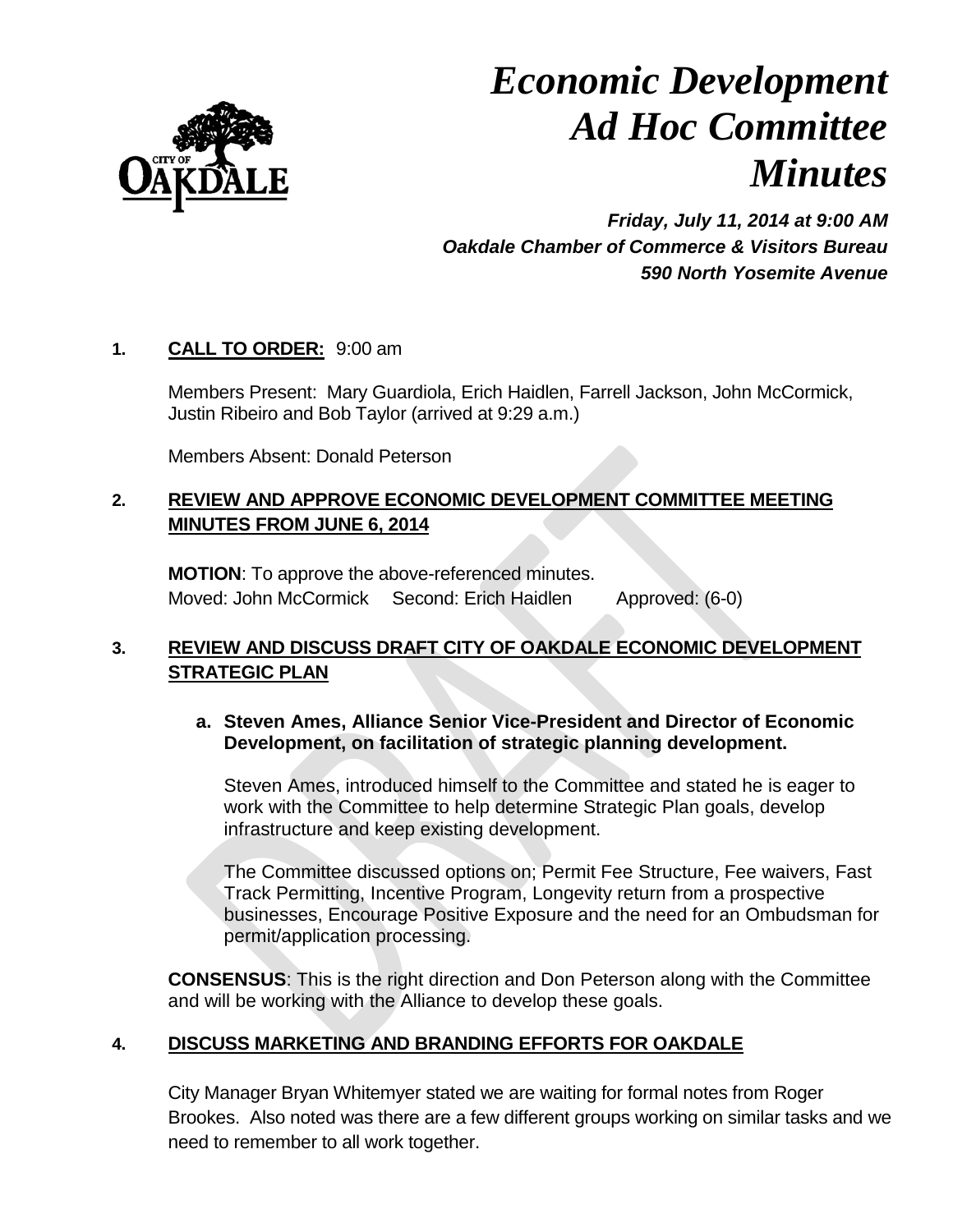# *Economic Development Ad Hoc Committee Minutes*

***Friday, July 11, 2014 at 9:00 AM***
***Oakdale Chamber of Commerce & Visitors Bureau***
***590 North Yosemite Avenue***

**1. CALL TO ORDER:** 9:00 am

Members Present: Mary Guardiola, Erich Haidlen, Farrell Jackson, John McCormick, Justin Ribeiro and Bob Taylor (arrived at 9:29 a.m.)

Members Absent: Donald Peterson

**2. REVIEW AND APPROVE ECONOMIC DEVELOPMENT COMMITTEE MEETING MINUTES FROM JUNE 6, 2014**

**MOTION**: To approve the above-referenced minutes.
Moved: John McCormick Second: Erich Haidlen Approved: (6-0)

**3. REVIEW AND DISCUSS DRAFT CITY OF OAKDALE ECONOMIC DEVELOPMENT STRATEGIC PLAN**

**a. Steven Ames, Alliance Senior Vice-President and Director of Economic Development, on facilitation of strategic planning development.**

Steven Ames, introduced himself to the Committee and stated he is eager to work with the Committee to help determine Strategic Plan goals, develop infrastructure and keep existing development.

The Committee discussed options on; Permit Fee Structure, Fee waivers, Fast Track Permitting, Incentive Program, Longevity return from a prospective businesses, Encourage Positive Exposure and the need for an Ombudsman for permit/application processing.

**CONSENSUS**: This is the right direction and Don Peterson along with the Committee and will be working with the Alliance to develop these goals.

**4. DISCUSS MARKETING AND BRANDING EFFORTS FOR OAKDALE**

City Manager Bryan Whitemyer stated we are waiting for formal notes from Roger Brookes. Also noted was there are a few different groups working on similar tasks and we need to remember to all work together.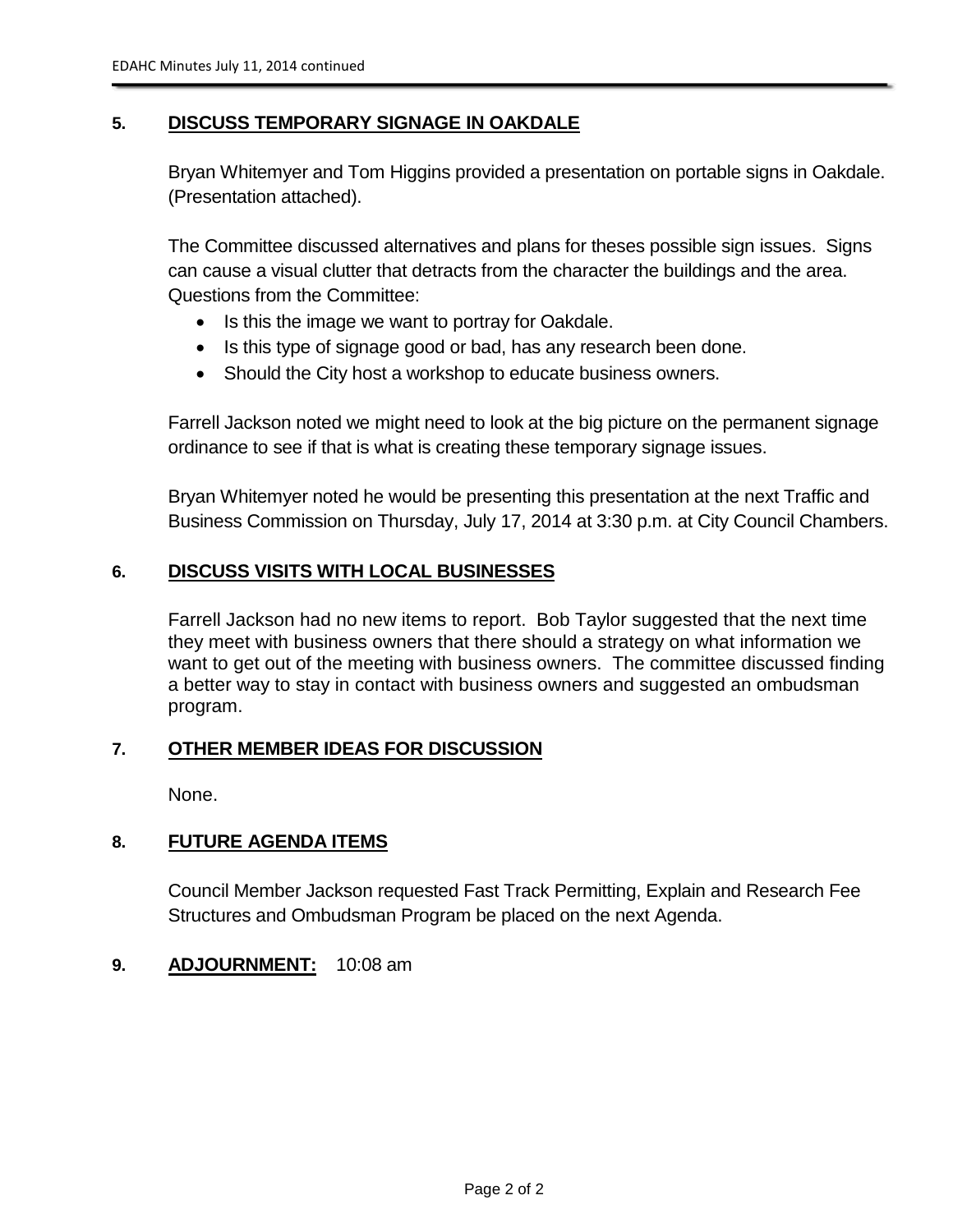## 5. DISCUSS TEMPORARY SIGNAGE IN OAKDALE

Bryan Whitemyer and Tom Higgins provided a presentation on portable signs in Oakdale. (Presentation attached).

The Committee discussed alternatives and plans for theses possible sign issues. Signs can cause a visual clutter that detracts from the character the buildings and the area. Questions from the Committee:

- Is this the image we want to portray for Oakdale.
- Is this type of signage good or bad, has any research been done.
- Should the City host a workshop to educate business owners.

Farrell Jackson noted we might need to look at the big picture on the permanent signage ordinance to see if that is what is creating these temporary signage issues.

Bryan Whitemyer noted he would be presenting this presentation at the next Traffic and Business Commission on Thursday, July 17, 2014 at 3:30 p.m. at City Council Chambers.

## 6. DISCUSS VISITS WITH LOCAL BUSINESSES

Farrell Jackson had no new items to report. Bob Taylor suggested that the next time they meet with business owners that there should a strategy on what information we want to get out of the meeting with business owners. The committee discussed finding a better way to stay in contact with business owners and suggested an ombudsman program.

## 7. OTHER MEMBER IDEAS FOR DISCUSSION

None.

## 8. FUTURE AGENDA ITEMS

Council Member Jackson requested Fast Track Permitting, Explain and Research Fee Structures and Ombudsman Program be placed on the next Agenda.

## 9. ADJOURNMENT: 10:08 am